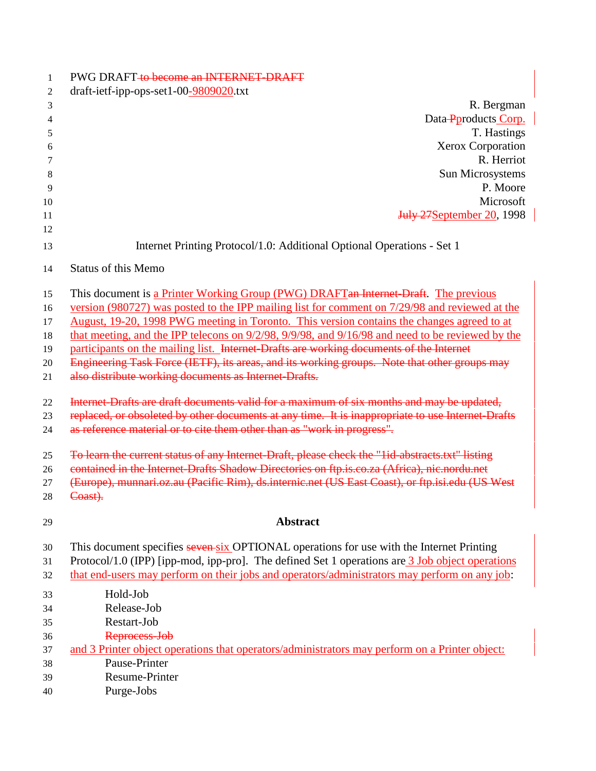PWG DRAFT ~~to become an INTERNET-DRAFT~~
draft-ietf-ipp-ops-set1-00-9809020.txt

R. Bergman
Data~~P~~products Corp.
T. Hastings
Xerox Corporation
R. Herriot
Sun Microsystems
P. Moore
Microsoft
~~July 27~~September 20, 1998

# Internet Printing Protocol/1.0: Additional Optional Operations - Set 1

## Status of this Memo

This document is a Printer Working Group (PWG) DRAFT~~an Internet-Draft~~. The previous version (980727) was posted to the IPP mailing list for comment on 7/29/98 and reviewed at the August, 19-20, 1998 PWG meeting in Toronto. This version contains the changes agreed to at that meeting, and the IPP telecons on 9/2/98, 9/9/98, and 9/16/98 and need to be reviewed by the participants on the mailing list. ~~Internet-Drafts are working documents of the Internet Engineering Task Force (IETF), its areas, and its working groups. Note that other groups may also distribute working documents as Internet-Drafts.~~

~~Internet-Drafts are draft documents valid for a maximum of six months and may be updated, replaced, or obsoleted by other documents at any time. It is inappropriate to use Internet-Drafts as reference material or to cite them other than as "work in progress".~~

~~To learn the current status of any Internet-Draft, please check the "1id-abstracts.txt" listing contained in the Internet-Drafts Shadow Directories on ftp.is.co.za (Africa), nic.nordu.net (Europe), munnari.oz.au (Pacific Rim), ds.internic.net (US East Coast), or ftp.isi.edu (US West Coast).~~

## Abstract

This document specifies ~~seven~~ six OPTIONAL operations for use with the Internet Printing Protocol/1.0 (IPP) [ipp-mod, ipp-pro]. The defined Set 1 operations are 3 Job object operations that end-users may perform on their jobs and operators/administrators may perform on any job:

- Hold-Job
- Release-Job
- Restart-Job
- ~~Reprocess-Job~~

and 3 Printer object operations that operators/administrators may perform on a Printer object:

- Pause-Printer
- Resume-Printer
- Purge-Jobs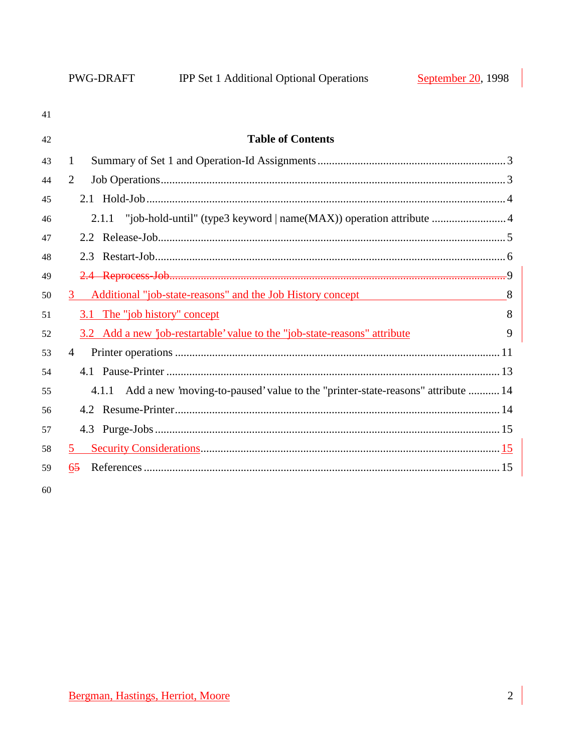## Table of Contents

1 Summary of Set 1 and Operation-Id Assignments ..... 3
2 Job Operations ..... 3
  2.1 Hold-Job ..... 4
    2.1.1 "job-hold-until" (type3 keyword | name(MAX)) operation attribute ..... 4
  2.2 Release-Job ..... 5
  2.3 Restart-Job ..... 6
  ~~2.4 Reprocess-Job ..... 9~~
3 Additional "job-state-reasons" and the Job History concept ..... 8
  3.1 The "job history" concept ..... 8
  3.2 Add a new 'job-restartable' value to the "job-state-reasons" attribute ..... 9
4 Printer operations ..... 11
  4.1 Pause-Printer ..... 13
    4.1.1 Add a new 'moving-to-paused' value to the "printer-state-reasons" attribute ..... 14
  4.2 Resume-Printer ..... 14
  4.3 Purge-Jobs ..... 15
5 Security Considerations ..... 15
6~~5~~ References ..... 15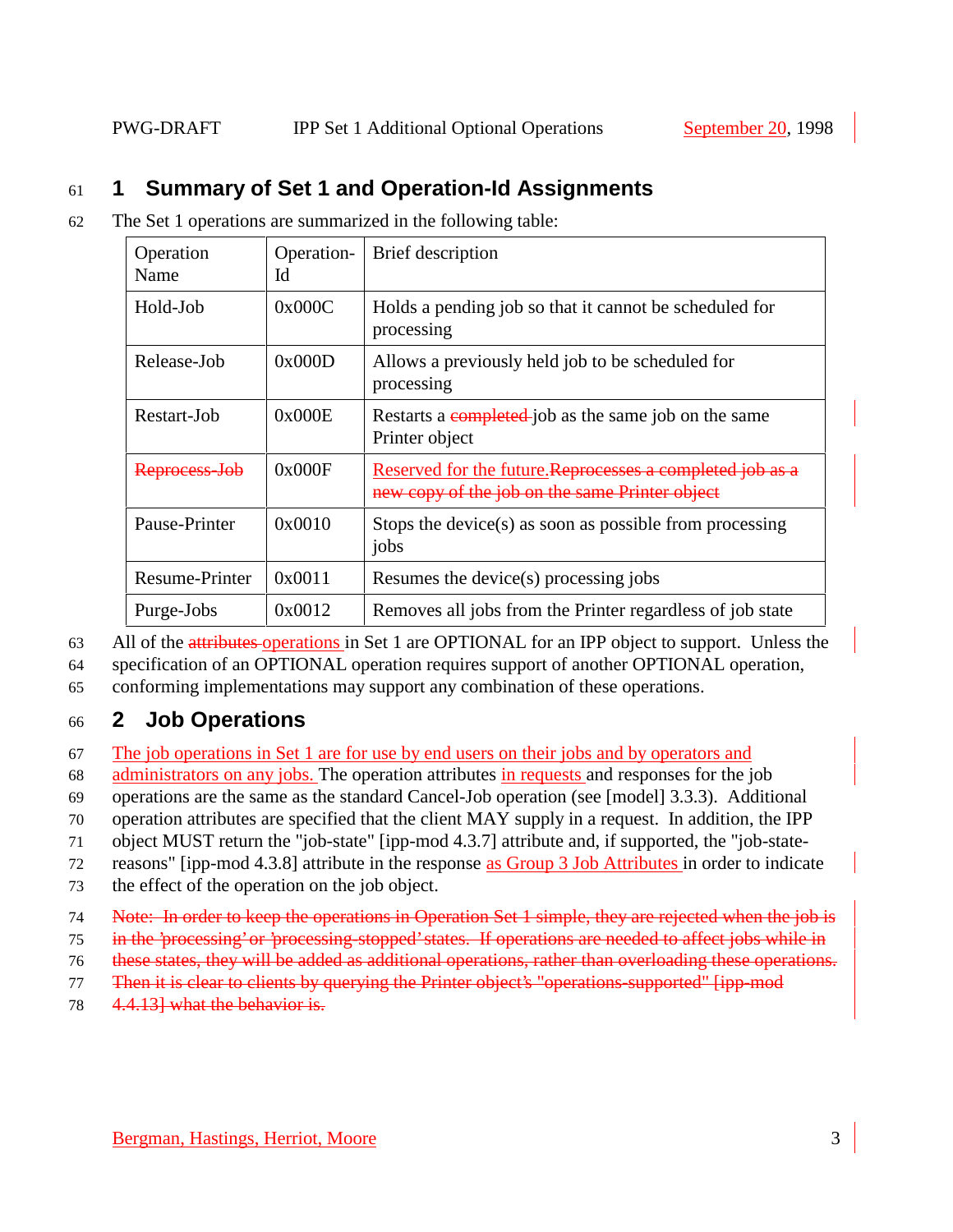# 1 Summary of Set 1 and Operation-Id Assignments

The Set 1 operations are summarized in the following table:

| Operation Name | Operation-Id | Brief description |
|---|---|---|
| Hold-Job | 0x000C | Holds a pending job so that it cannot be scheduled for processing |
| Release-Job | 0x000D | Allows a previously held job to be scheduled for processing |
| Restart-Job | 0x000E | Restarts a ~~completed~~ job as the same job on the same Printer object |
| ~~Reprocess-Job~~ | 0x000F | Reserved for the future.~~Reprocesses a completed job as a new copy of the job on the same Printer object~~ |
| Pause-Printer | 0x0010 | Stops the device(s) as soon as possible from processing jobs |
| Resume-Printer | 0x0011 | Resumes the device(s) processing jobs |
| Purge-Jobs | 0x0012 | Removes all jobs from the Printer regardless of job state |

All of the ~~attributes~~ operations in Set 1 are OPTIONAL for an IPP object to support. Unless the specification of an OPTIONAL operation requires support of another OPTIONAL operation, conforming implementations may support any combination of these operations.

# 2 Job Operations

The job operations in Set 1 are for use by end users on their jobs and by operators and administrators on any jobs. The operation attributes in requests and responses for the job operations are the same as the standard Cancel-Job operation (see [model] 3.3.3). Additional operation attributes are specified that the client MAY supply in a request. In addition, the IPP object MUST return the "job-state" [ipp-mod 4.3.7] attribute and, if supported, the "job-state-reasons" [ipp-mod 4.3.8] attribute in the response as Group 3 Job Attributes in order to indicate the effect of the operation on the job object.

~~Note: In order to keep the operations in Operation Set 1 simple, they are rejected when the job is in the 'processing' or 'processing-stopped' states. If operations are needed to affect jobs while in these states, they will be added as additional operations, rather than overloading these operations. Then it is clear to clients by querying the Printer object's "operations-supported" [ipp-mod 4.4.13] what the behavior is.~~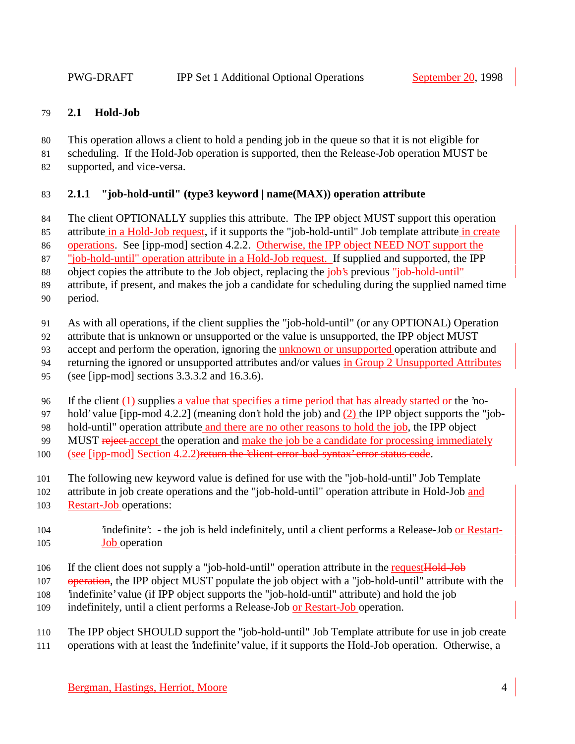### 2.1 Hold-Job

This operation allows a client to hold a pending job in the queue so that it is not eligible for scheduling. If the Hold-Job operation is supported, then the Release-Job operation MUST be supported, and vice-versa.

#### 2.1.1 "job-hold-until" (type3 keyword | name(MAX)) operation attribute

The client OPTIONALLY supplies this attribute. The IPP object MUST support this operation attribute in a Hold-Job request, if it supports the "job-hold-until" Job template attribute in create operations. See [ipp-mod] section 4.2.2. Otherwise, the IPP object NEED NOT support the "job-hold-until" operation attribute in a Hold-Job request. If supplied and supported, the IPP object copies the attribute to the Job object, replacing the job's previous "job-hold-until" attribute, if present, and makes the job a candidate for scheduling during the supplied named time period.

As with all operations, if the client supplies the "job-hold-until" (or any OPTIONAL) Operation attribute that is unknown or unsupported or the value is unsupported, the IPP object MUST accept and perform the operation, ignoring the unknown or unsupported operation attribute and returning the ignored or unsupported attributes and/or values in Group 2 Unsupported Attributes (see [ipp-mod] sections 3.3.3.2 and 16.3.6).

If the client (1) supplies a value that specifies a time period that has already started or the 'no-hold' value [ipp-mod 4.2.2] (meaning don't hold the job) and (2) the IPP object supports the "job-hold-until" operation attribute and there are no other reasons to hold the job, the IPP object MUST ~~reject~~ accept the operation and make the job be a candidate for processing immediately (see [ipp-mod] Section 4.2.2)~~return the 'client-error-bad-syntax' error status code~~.

The following new keyword value is defined for use with the "job-hold-until" Job Template attribute in job create operations and the "job-hold-until" operation attribute in Hold-Job and Restart-Job operations:

'indefinite': - the job is held indefinitely, until a client performs a Release-Job or Restart-Job operation

If the client does not supply a "job-hold-until" operation attribute in the request~~Hold-Job operation~~, the IPP object MUST populate the job object with a "job-hold-until" attribute with the 'indefinite' value (if IPP object supports the "job-hold-until" attribute) and hold the job indefinitely, until a client performs a Release-Job or Restart-Job operation.

The IPP object SHOULD support the "job-hold-until" Job Template attribute for use in job create operations with at least the 'indefinite' value, if it supports the Hold-Job operation. Otherwise, a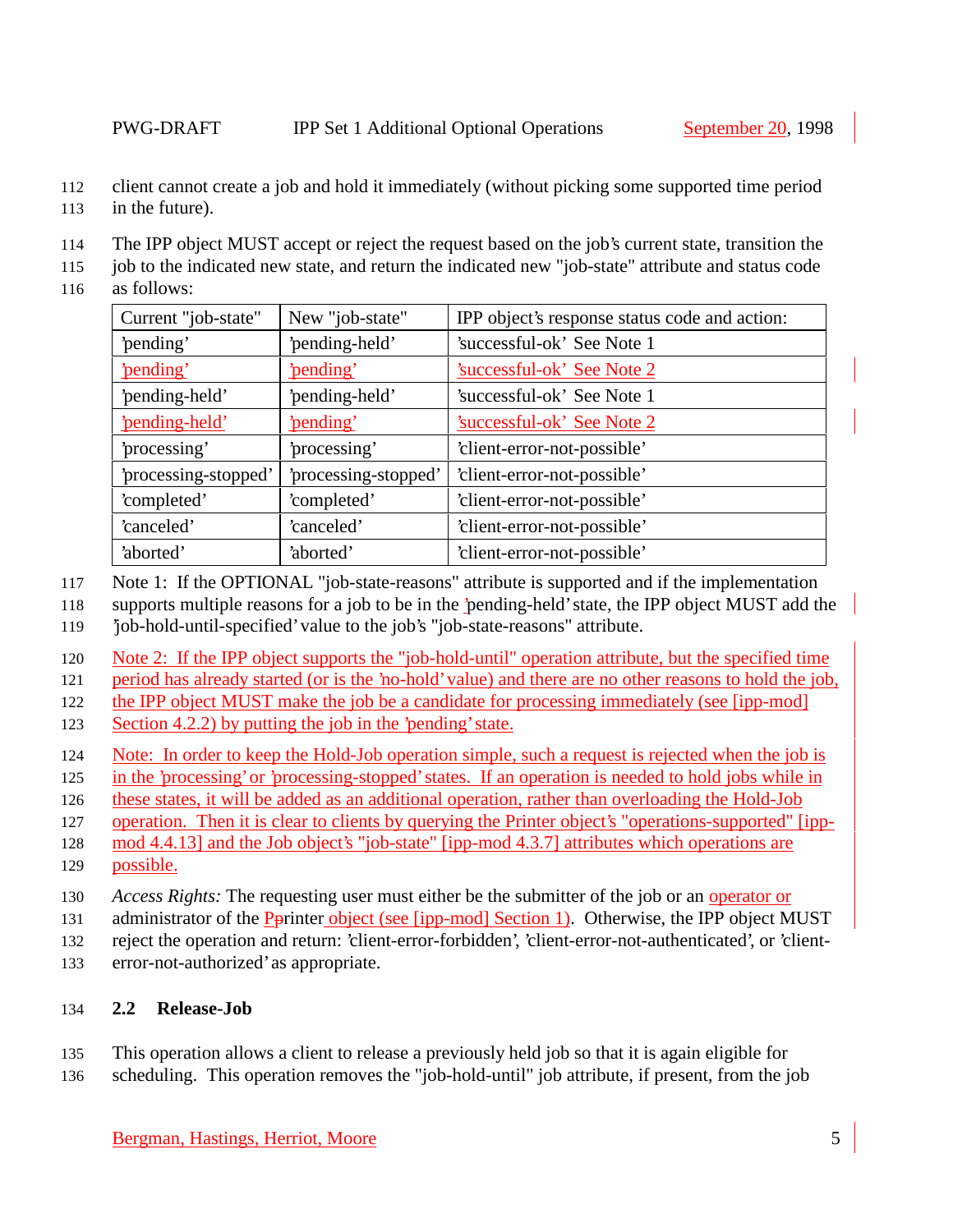client cannot create a job and hold it immediately (without picking some supported time period in the future).

The IPP object MUST accept or reject the request based on the job's current state, transition the job to the indicated new state, and return the indicated new "job-state" attribute and status code as follows:

| Current "job-state" | New "job-state" | IPP object's response status code and action: |
|---|---|---|
| 'pending' | 'pending-held' | 'successful-ok' See Note 1 |
| 'pending' | 'pending' | 'successful-ok' See Note 2 |
| 'pending-held' | 'pending-held' | 'successful-ok' See Note 1 |
| 'pending-held' | 'pending' | 'successful-ok' See Note 2 |
| 'processing' | 'processing' | 'client-error-not-possible' |
| 'processing-stopped' | 'processing-stopped' | 'client-error-not-possible' |
| 'completed' | 'completed' | 'client-error-not-possible' |
| 'canceled' | 'canceled' | 'client-error-not-possible' |
| 'aborted' | 'aborted' | 'client-error-not-possible' |

Note 1: If the OPTIONAL "job-state-reasons" attribute is supported and if the implementation supports multiple reasons for a job to be in the 'pending-held' state, the IPP object MUST add the 'job-hold-until-specified' value to the job's "job-state-reasons" attribute.

Note 2: If the IPP object supports the "job-hold-until" operation attribute, but the specified time period has already started (or is the 'no-hold' value) and there are no other reasons to hold the job, the IPP object MUST make the job be a candidate for processing immediately (see [ipp-mod] Section 4.2.2) by putting the job in the 'pending' state.

Note: In order to keep the Hold-Job operation simple, such a request is rejected when the job is in the 'processing' or 'processing-stopped' states. If an operation is needed to hold jobs while in these states, it will be added as an additional operation, rather than overloading the Hold-Job operation. Then it is clear to clients by querying the Printer object's "operations-supported" [ipp-mod 4.4.13] and the Job object's "job-state" [ipp-mod 4.3.7] attributes which operations are possible.

*Access Rights:* The requesting user must either be the submitter of the job or an operator or administrator of the Printer object (see [ipp-mod] Section 1). Otherwise, the IPP object MUST reject the operation and return: 'client-error-forbidden', 'client-error-not-authenticated', or 'client-error-not-authorized' as appropriate.

## 2.2 Release-Job

This operation allows a client to release a previously held job so that it is again eligible for scheduling. This operation removes the "job-hold-until" job attribute, if present, from the job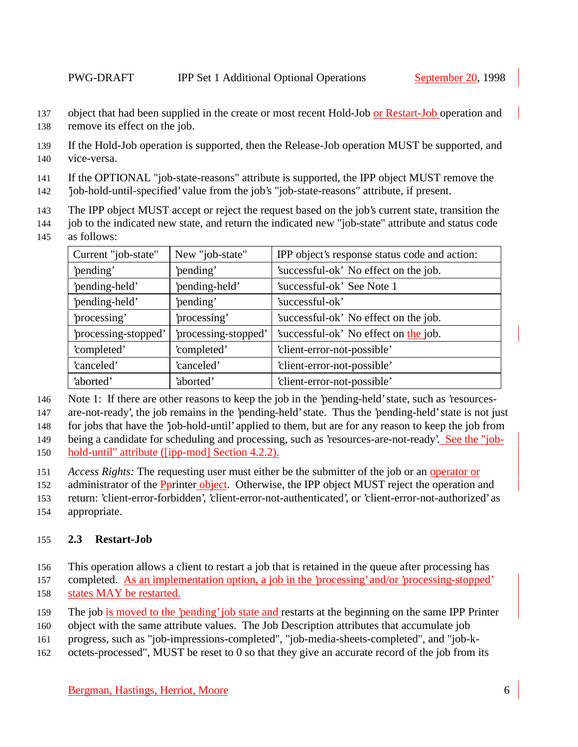object that had been supplied in the create or most recent Hold-Job or Restart-Job operation and remove its effect on the job.

If the Hold-Job operation is supported, then the Release-Job operation MUST be supported, and vice-versa.

If the OPTIONAL "job-state-reasons" attribute is supported, the IPP object MUST remove the 'job-hold-until-specified' value from the job's "job-state-reasons" attribute, if present.

The IPP object MUST accept or reject the request based on the job's current state, transition the job to the indicated new state, and return the indicated new "job-state" attribute and status code as follows:

| Current "job-state" | New "job-state" | IPP object's response status code and action: |
|---|---|---|
| 'pending' | 'pending' | 'successful-ok' No effect on the job. |
| 'pending-held' | 'pending-held' | 'successful-ok' See Note 1 |
| 'pending-held' | 'pending' | 'successful-ok' |
| 'processing' | 'processing' | 'successful-ok' No effect on the job. |
| 'processing-stopped' | 'processing-stopped' | 'successful-ok' No effect on the job. |
| 'completed' | 'completed' | 'client-error-not-possible' |
| 'canceled' | 'canceled' | 'client-error-not-possible' |
| 'aborted' | 'aborted' | 'client-error-not-possible' |

Note 1: If there are other reasons to keep the job in the 'pending-held' state, such as 'resources-are-not-ready', the job remains in the 'pending-held' state. Thus the 'pending-held' state is not just for jobs that have the 'job-hold-until' applied to them, but are for any reason to keep the job from being a candidate for scheduling and processing, such as 'resources-are-not-ready'. See the "job-hold-until" attribute ([ipp-mod] Section 4.2.2).

*Access Rights:* The requesting user must either be the submitter of the job or an operator or administrator of the Printer object. Otherwise, the IPP object MUST reject the operation and return: 'client-error-forbidden', 'client-error-not-authenticated', or 'client-error-not-authorized' as appropriate.

### 2.3 Restart-Job

This operation allows a client to restart a job that is retained in the queue after processing has completed. As an implementation option, a job in the 'processing' and/or 'processing-stopped' states MAY be restarted.

The job is moved to the 'pending' job state and restarts at the beginning on the same IPP Printer object with the same attribute values. The Job Description attributes that accumulate job progress, such as "job-impressions-completed", "job-media-sheets-completed", and "job-k-octets-processed", MUST be reset to 0 so that they give an accurate record of the job from its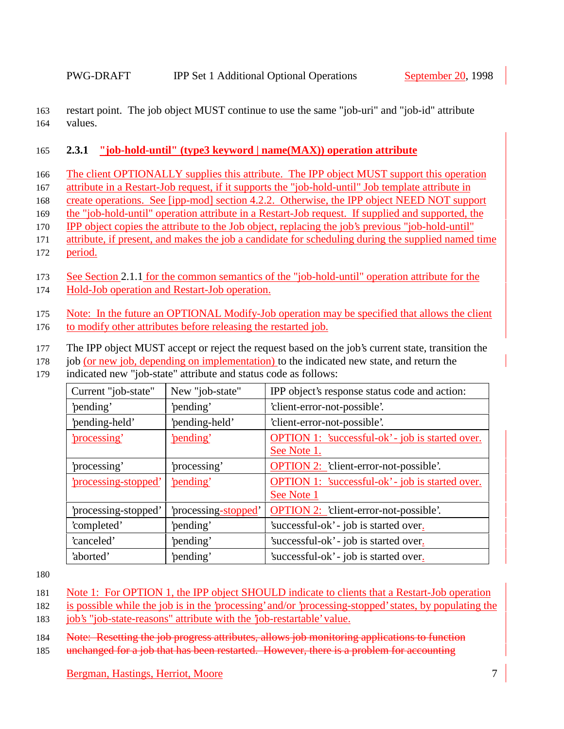restart point. The job object MUST continue to use the same "job-uri" and "job-id" attribute values.

### 2.3.1 "job-hold-until" (type3 keyword | name(MAX)) operation attribute

The client OPTIONALLY supplies this attribute. The IPP object MUST support this operation attribute in a Restart-Job request, if it supports the "job-hold-until" Job template attribute in create operations. See [ipp-mod] section 4.2.2. Otherwise, the IPP object NEED NOT support the "job-hold-until" operation attribute in a Restart-Job request. If supplied and supported, the IPP object copies the attribute to the Job object, replacing the job's previous "job-hold-until" attribute, if present, and makes the job a candidate for scheduling during the supplied named time period.

See Section 2.1.1 for the common semantics of the "job-hold-until" operation attribute for the Hold-Job operation and Restart-Job operation.

Note: In the future an OPTIONAL Modify-Job operation may be specified that allows the client to modify other attributes before releasing the restarted job.

The IPP object MUST accept or reject the request based on the job's current state, transition the job (or new job, depending on implementation) to the indicated new state, and return the indicated new "job-state" attribute and status code as follows:

| Current "job-state" | New "job-state" | IPP object's response status code and action: |
|---|---|---|
| 'pending' | 'pending' | 'client-error-not-possible'. |
| 'pending-held' | 'pending-held' | 'client-error-not-possible'. |
| 'processing' | 'pending' | OPTION 1: 'successful-ok' - job is started over. See Note 1. |
| 'processing' | 'processing' | OPTION 2: 'client-error-not-possible'. |
| 'processing-stopped' | 'pending' | OPTION 1: 'successful-ok' - job is started over. See Note 1 |
| 'processing-stopped' | 'processing-stopped' | OPTION 2: 'client-error-not-possible'. |
| 'completed' | 'pending' | 'successful-ok' - job is started over. |
| 'canceled' | 'pending' | 'successful-ok' - job is started over. |
| 'aborted' | 'pending' | 'successful-ok' - job is started over. |

Note 1: For OPTION 1, the IPP object SHOULD indicate to clients that a Restart-Job operation is possible while the job is in the 'processing' and/or 'processing-stopped' states, by populating the job's "job-state-reasons" attribute with the 'job-restartable' value.

~~Note: Resetting the job progress attributes, allows job monitoring applications to function unchanged for a job that has been restarted. However, there is a problem for accounting~~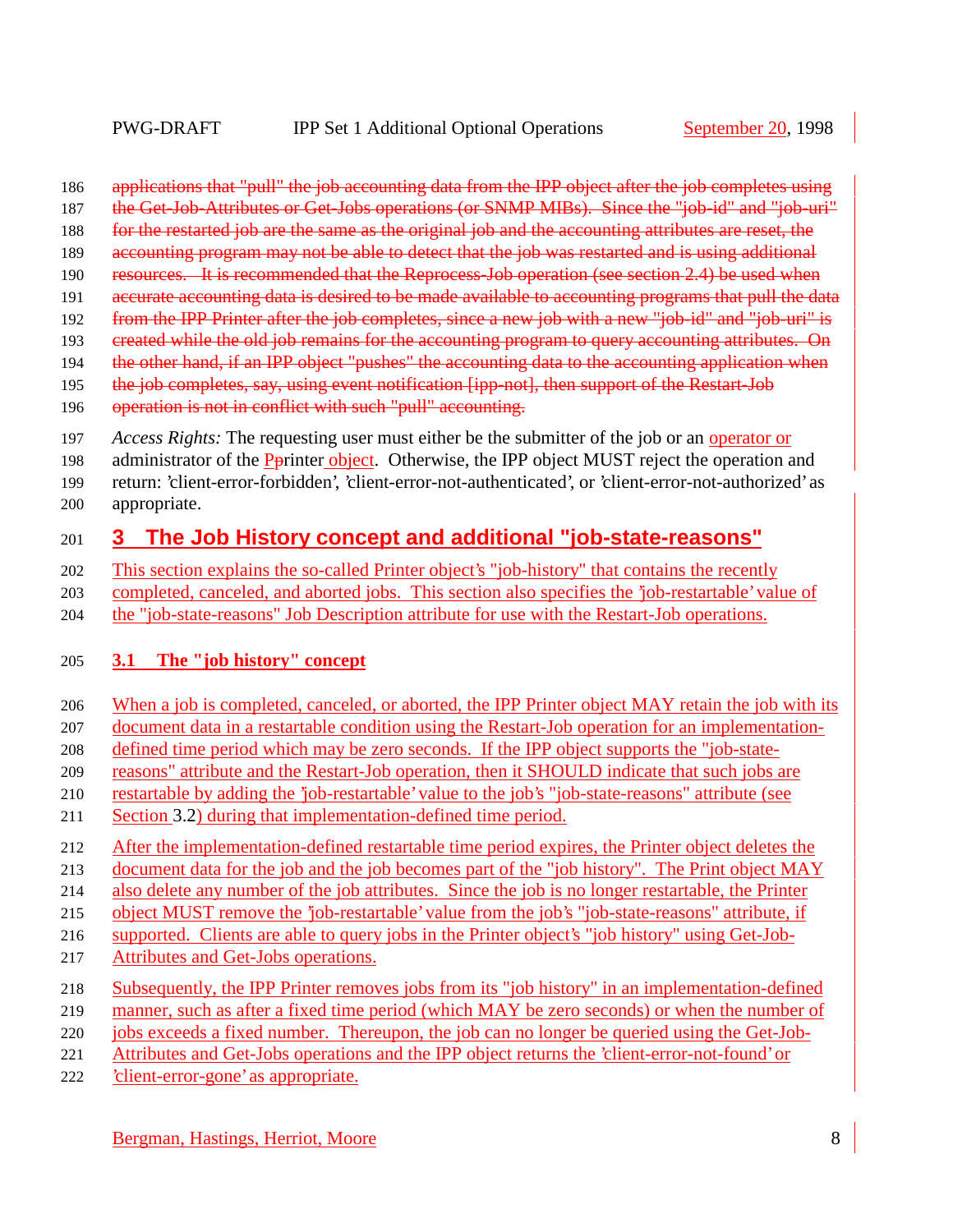~~applications that "pull" the job accounting data from the IPP object after the job completes using the Get-Job-Attributes or Get-Jobs operations (or SNMP MIBs). Since the "job-id" and "job-uri" for the restarted job are the same as the original job and the accounting attributes are reset, the accounting program may not be able to detect that the job was restarted and is using additional resources. It is recommended that the Reprocess-Job operation (see section 2.4) be used when accurate accounting data is desired to be made available to accounting programs that pull the data from the IPP Printer after the job completes, since a new job with a new "job-id" and "job-uri" is created while the old job remains for the accounting program to query accounting attributes. On the other hand, if an IPP object "pushes" the accounting data to the accounting application when the job completes, say, using event notification [ipp-not], then support of the Restart-Job operation is not in conflict with such "pull" accounting.~~

*Access Rights:* The requesting user must either be the submitter of the job or an operator or administrator of the Pprinter object. Otherwise, the IPP object MUST reject the operation and return: 'client-error-forbidden', 'client-error-not-authenticated', or 'client-error-not-authorized' as appropriate.

# 3 The Job History concept and additional "job-state-reasons"

This section explains the so-called Printer object's "job-history" that contains the recently completed, canceled, and aborted jobs. This section also specifies the 'job-restartable' value of the "job-state-reasons" Job Description attribute for use with the Restart-Job operations.

## 3.1 The "job history" concept

When a job is completed, canceled, or aborted, the IPP Printer object MAY retain the job with its document data in a restartable condition using the Restart-Job operation for an implementation-defined time period which may be zero seconds. If the IPP object supports the "job-state-reasons" attribute and the Restart-Job operation, then it SHOULD indicate that such jobs are restartable by adding the 'job-restartable' value to the job's "job-state-reasons" attribute (see Section 3.2) during that implementation-defined time period.

After the implementation-defined restartable time period expires, the Printer object deletes the document data for the job and the job becomes part of the "job history". The Print object MAY also delete any number of the job attributes. Since the job is no longer restartable, the Printer object MUST remove the 'job-restartable' value from the job's "job-state-reasons" attribute, if supported. Clients are able to query jobs in the Printer object's "job history" using Get-Job-Attributes and Get-Jobs operations.

Subsequently, the IPP Printer removes jobs from its "job history" in an implementation-defined manner, such as after a fixed time period (which MAY be zero seconds) or when the number of jobs exceeds a fixed number. Thereupon, the job can no longer be queried using the Get-Job-Attributes and Get-Jobs operations and the IPP object returns the 'client-error-not-found' or 'client-error-gone' as appropriate.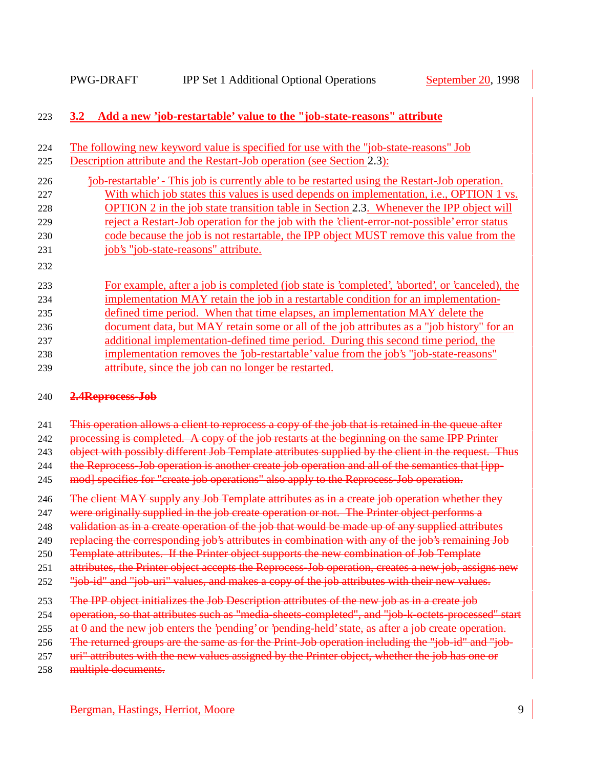## 3.2 Add a new 'job-restartable' value to the "job-state-reasons" attribute

The following new keyword value is specified for use with the "job-state-reasons" Job Description attribute and the Restart-Job operation (see Section 2.3):

'job-restartable' - This job is currently able to be restarted using the Restart-Job operation. With which job states this values is used depends on implementation, i.e., OPTION 1 vs. OPTION 2 in the job state transition table in Section 2.3. Whenever the IPP object will reject a Restart-Job operation for the job with the 'client-error-not-possible' error status code because the job is not restartable, the IPP object MUST remove this value from the job's "job-state-reasons" attribute.

For example, after a job is completed (job state is 'completed', 'aborted', or 'canceled), the implementation MAY retain the job in a restartable condition for an implementation-defined time period. When that time elapses, an implementation MAY delete the document data, but MAY retain some or all of the job attributes as a "job history" for an additional implementation-defined time period. During this second time period, the implementation removes the 'job-restartable' value from the job's "job-state-reasons" attribute, since the job can no longer be restarted.

## ~~2.4 Reprocess-Job~~

~~This operation allows a client to reprocess a copy of the job that is retained in the queue after processing is completed. A copy of the job restarts at the beginning on the same IPP Printer object with possibly different Job Template attributes supplied by the client in the request. Thus the Reprocess-Job operation is another create job operation and all of the semantics that [ipp-mod] specifies for "create job operations" also apply to the Reprocess-Job operation.~~

~~The client MAY supply any Job Template attributes as in a create job operation whether they were originally supplied in the job create operation or not. The Printer object performs a validation as in a create operation of the job that would be made up of any supplied attributes replacing the corresponding job's attributes in combination with any of the job's remaining Job Template attributes. If the Printer object supports the new combination of Job Template attributes, the Printer object accepts the Reprocess-Job operation, creates a new job, assigns new "job-id" and "job-uri" values, and makes a copy of the job attributes with their new values.~~

~~The IPP object initializes the Job Description attributes of the new job as in a create job operation, so that attributes such as "media-sheets-completed", and "job-k-octets-processed" start at 0 and the new job enters the 'pending' or 'pending-held' state, as after a job create operation. The returned groups are the same as for the Print-Job operation including the "job-id" and "job-uri" attributes with the new values assigned by the Printer object, whether the job has one or multiple documents.~~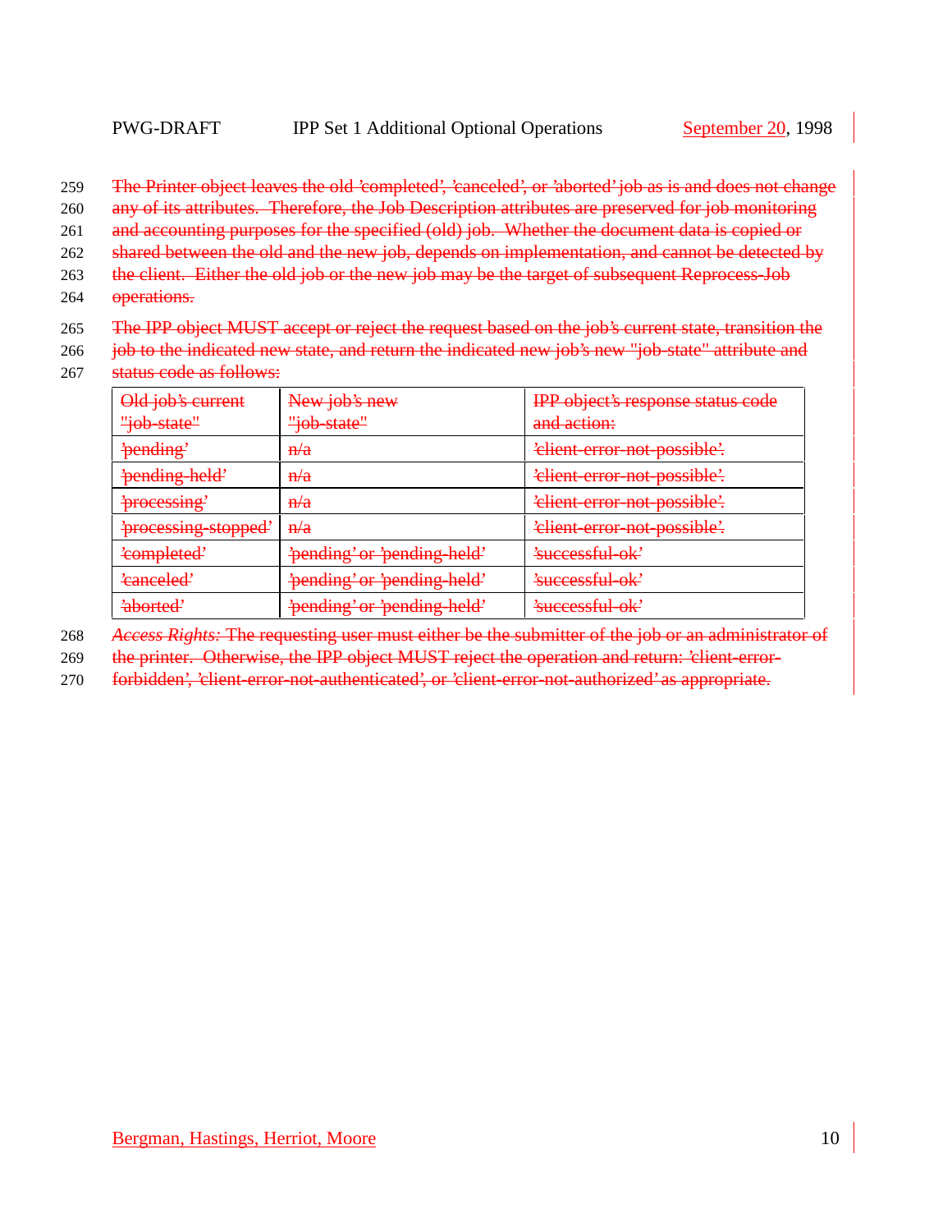The Printer object leaves the old 'completed', 'canceled', or 'aborted' job as is and does not change any of its attributes. Therefore, the Job Description attributes are preserved for job monitoring and accounting purposes for the specified (old) job. Whether the document data is copied or shared between the old and the new job, depends on implementation, and cannot be detected by the client. Either the old job or the new job may be the target of subsequent Reprocess-Job operations.

The IPP object MUST accept or reject the request based on the job's current state, transition the job to the indicated new state, and return the indicated new job's new "job-state" attribute and status code as follows:

| Old job's current "job-state" | New job's new "job-state" | IPP object's response status code and action: |
|---|---|---|
| 'pending' | n/a | 'client-error-not-possible'. |
| 'pending-held' | n/a | 'client-error-not-possible'. |
| 'processing' | n/a | 'client-error-not-possible'. |
| 'processing-stopped' | n/a | 'client-error-not-possible'. |
| 'completed' | 'pending' or 'pending-held' | 'successful-ok' |
| 'canceled' | 'pending' or 'pending-held' | 'successful-ok' |
| 'aborted' | 'pending' or 'pending-held' | 'successful-ok' |

*Access Rights:* The requesting user must either be the submitter of the job or an administrator of the printer. Otherwise, the IPP object MUST reject the operation and return: 'client-error-forbidden', 'client-error-not-authenticated', or 'client-error-not-authorized' as appropriate.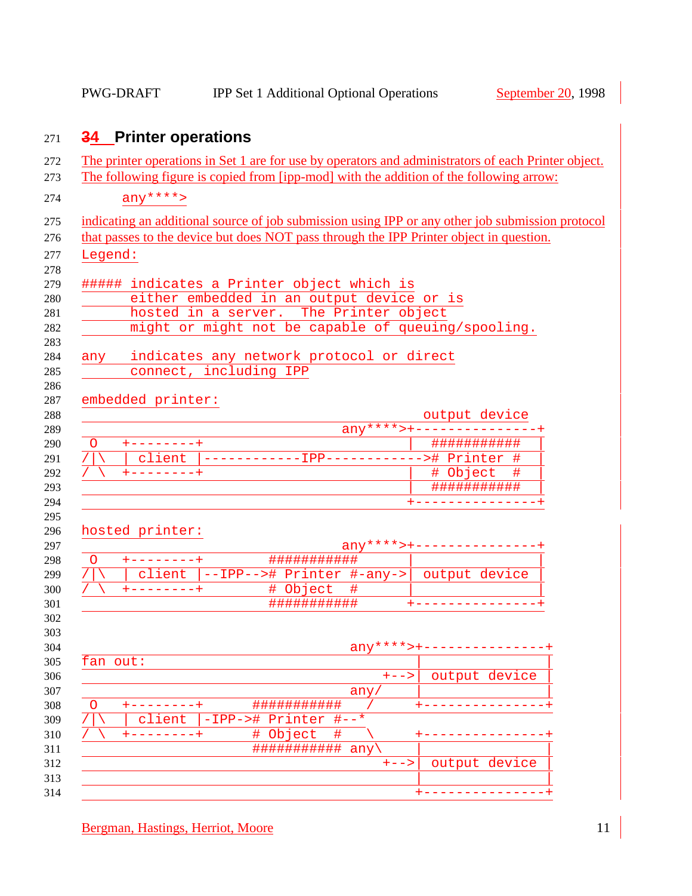## 34 Printer operations

The printer operations in Set 1 are for use by operators and administrators of each Printer object. The following figure is copied from [ipp-mod] with the addition of the following arrow:

```
      any****>
```

indicating an additional source of job submission using IPP or any other job submission protocol that passes to the device but does NOT pass through the IPP Printer object in question.

```
Legend:

##### indicates a Printer object which is
      either embedded in an output device or is
      hosted in a server.  The Printer object
      might or might not be capable of queuing/spooling.

any   indicates any network protocol or direct
      connect, including IPP

embedded printer:
                                          output device
                                any****>+---------------+
 O   +--------+                         |  ###########  |
/|\  | client |------------IPP------------># Printer #  |
/ \  +--------+                         |  # Object  #  |
                                        |  ###########  |
                                        +---------------+

hosted printer:
                                any****>+---------------+
 O   +--------+        ###########      |               |
/|\  | client |--IPP--># Printer #-any->| output device |
/ \  +--------+        # Object  #      |               |
                       ###########      +---------------+


                                 any****>+---------------+
fan out:                                 |               |
                                     +-->| output device |
                                 any/    |               |
 O   +--------+      ###########   /     +---------------+
/|\  | client |-IPP-># Printer #--*
/ \  +--------+      # Object  #   \     +---------------+
                     ########### any\    |               |
                                     +-->| output device |
                                         |               |
                                         +---------------+
```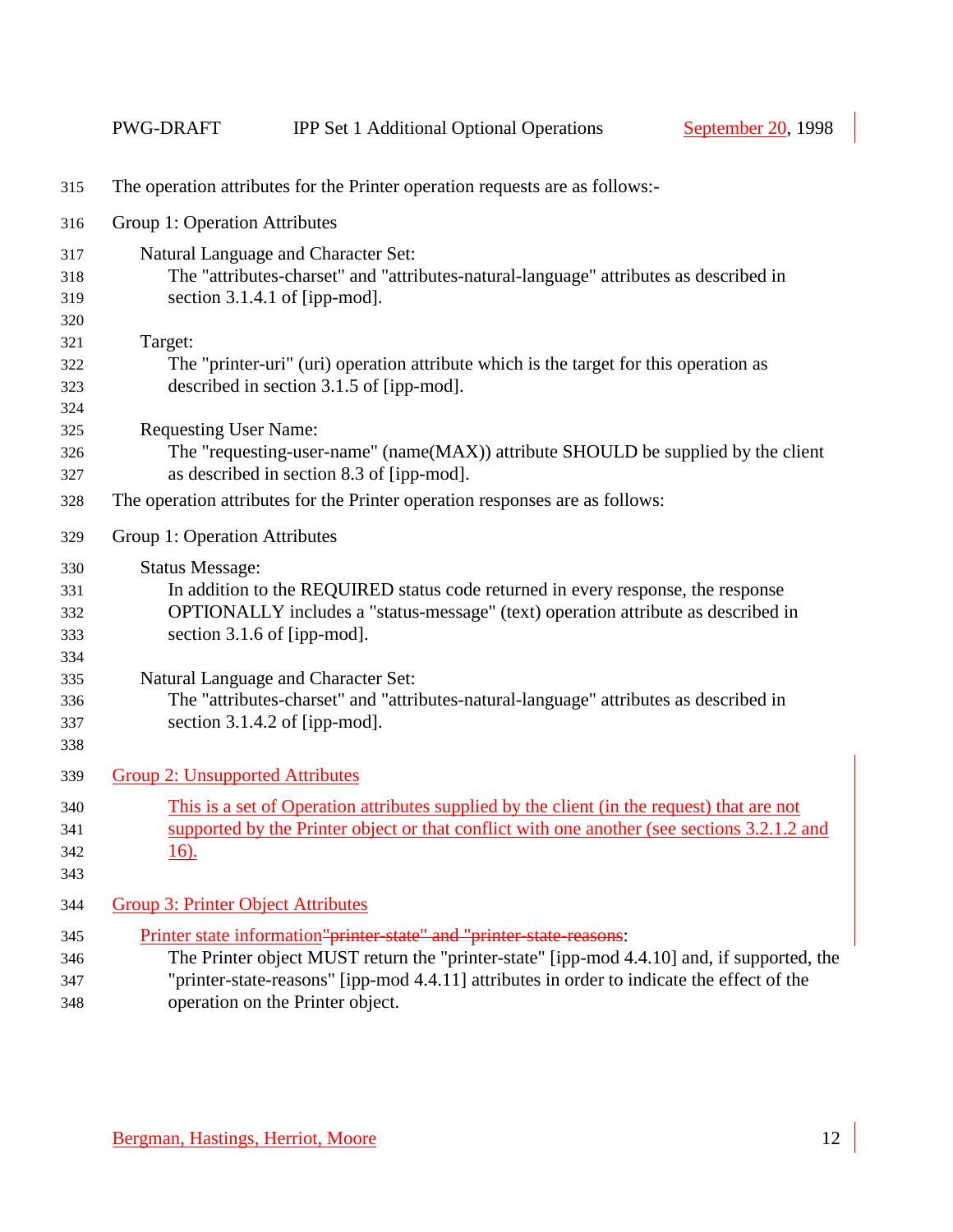The operation attributes for the Printer operation requests are as follows:-

Group 1: Operation Attributes

Natural Language and Character Set:
The "attributes-charset" and "attributes-natural-language" attributes as described in section 3.1.4.1 of [ipp-mod].

Target:
The "printer-uri" (uri) operation attribute which is the target for this operation as described in section 3.1.5 of [ipp-mod].

Requesting User Name:
The "requesting-user-name" (name(MAX)) attribute SHOULD be supplied by the client as described in section 8.3 of [ipp-mod].

The operation attributes for the Printer operation responses are as follows:

Group 1: Operation Attributes

Status Message:
In addition to the REQUIRED status code returned in every response, the response OPTIONALLY includes a "status-message" (text) operation attribute as described in section 3.1.6 of [ipp-mod].

Natural Language and Character Set:
The "attributes-charset" and "attributes-natural-language" attributes as described in section 3.1.4.2 of [ipp-mod].

Group 2: Unsupported Attributes

This is a set of Operation attributes supplied by the client (in the request) that are not supported by the Printer object or that conflict with one another (see sections 3.2.1.2 and 16).

Group 3: Printer Object Attributes

Printer state information~~"printer-state" and "printer-state-reasons"~~:
The Printer object MUST return the "printer-state" [ipp-mod 4.4.10] and, if supported, the "printer-state-reasons" [ipp-mod 4.4.11] attributes in order to indicate the effect of the operation on the Printer object.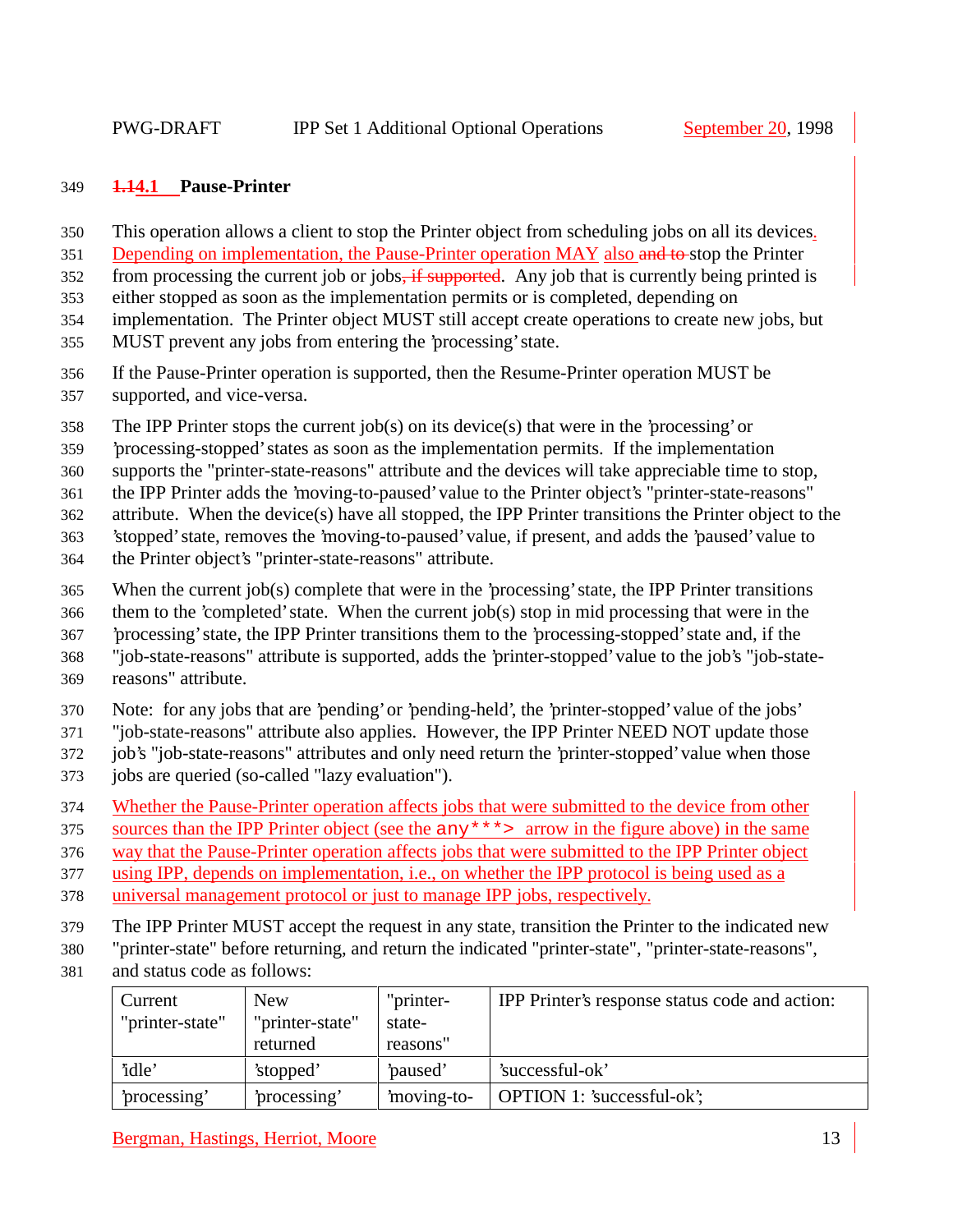### 4.1 Pause-Printer

This operation allows a client to stop the Printer object from scheduling jobs on all its devices. Depending on implementation, the Pause-Printer operation MAY also stop the Printer from processing the current job or jobs. Any job that is currently being printed is either stopped as soon as the implementation permits or is completed, depending on implementation. The Printer object MUST still accept create operations to create new jobs, but MUST prevent any jobs from entering the 'processing' state.

If the Pause-Printer operation is supported, then the Resume-Printer operation MUST be supported, and vice-versa.

The IPP Printer stops the current job(s) on its device(s) that were in the 'processing' or 'processing-stopped' states as soon as the implementation permits. If the implementation supports the "printer-state-reasons" attribute and the devices will take appreciable time to stop, the IPP Printer adds the 'moving-to-paused' value to the Printer object's "printer-state-reasons" attribute. When the device(s) have all stopped, the IPP Printer transitions the Printer object to the 'stopped' state, removes the 'moving-to-paused' value, if present, and adds the 'paused' value to the Printer object's "printer-state-reasons" attribute.

When the current job(s) complete that were in the 'processing' state, the IPP Printer transitions them to the 'completed' state. When the current job(s) stop in mid processing that were in the 'processing' state, the IPP Printer transitions them to the 'processing-stopped' state and, if the "job-state-reasons" attribute is supported, adds the 'printer-stopped' value to the job's "job-state-reasons" attribute.

Note: for any jobs that are 'pending' or 'pending-held', the 'printer-stopped' value of the jobs' "job-state-reasons" attribute also applies. However, the IPP Printer NEED NOT update those job's "job-state-reasons" attributes and only need return the 'printer-stopped' value when those jobs are queried (so-called "lazy evaluation").

Whether the Pause-Printer operation affects jobs that were submitted to the device from other sources than the IPP Printer object (see the any***> arrow in the figure above) in the same way that the Pause-Printer operation affects jobs that were submitted to the IPP Printer object using IPP, depends on implementation, i.e., on whether the IPP protocol is being used as a universal management protocol or just to manage IPP jobs, respectively.

The IPP Printer MUST accept the request in any state, transition the Printer to the indicated new "printer-state" before returning, and return the indicated "printer-state", "printer-state-reasons", and status code as follows:

| Current "printer-state" | New "printer-state" returned | "printer-state-reasons" | IPP Printer's response status code and action: |
|---|---|---|---|
| 'idle' | 'stopped' | 'paused' | 'successful-ok' |
| 'processing' | 'processing' | 'moving-to- | OPTION 1: 'successful-ok'; |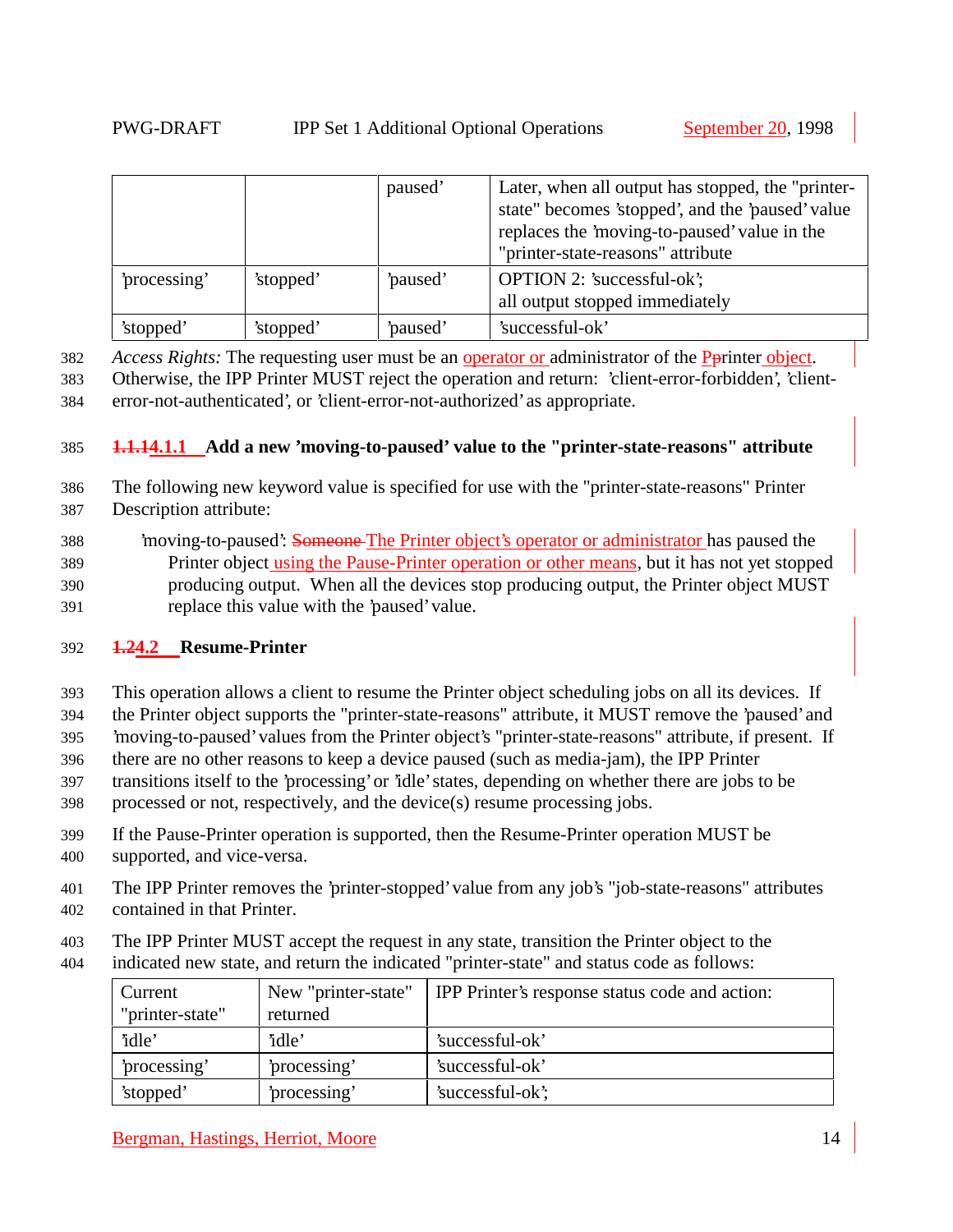| | | paused' | Later, when all output has stopped, the "printer-state" becomes 'stopped', and the 'paused' value replaces the 'moving-to-paused' value in the "printer-state-reasons" attribute |
|---|---|---|---|
| 'processing' | 'stopped' | 'paused' | OPTION 2: 'successful-ok'; all output stopped immediately |
| 'stopped' | 'stopped' | 'paused' | 'successful-ok' |

*Access Rights:* The requesting user must be an operator or administrator of the Printer object. Otherwise, the IPP Printer MUST reject the operation and return: 'client-error-forbidden', 'client-error-not-authenticated', or 'client-error-not-authorized' as appropriate.

#### 4.1.1 Add a new 'moving-to-paused' value to the "printer-state-reasons" attribute

The following new keyword value is specified for use with the "printer-state-reasons" Printer Description attribute:

'moving-to-paused': The Printer object's operator or administrator has paused the Printer object using the Pause-Printer operation or other means, but it has not yet stopped producing output. When all the devices stop producing output, the Printer object MUST replace this value with the 'paused' value.

### 4.2 Resume-Printer

This operation allows a client to resume the Printer object scheduling jobs on all its devices. If the Printer object supports the "printer-state-reasons" attribute, it MUST remove the 'paused' and 'moving-to-paused' values from the Printer object's "printer-state-reasons" attribute, if present. If there are no other reasons to keep a device paused (such as media-jam), the IPP Printer transitions itself to the 'processing' or 'idle' states, depending on whether there are jobs to be processed or not, respectively, and the device(s) resume processing jobs.

If the Pause-Printer operation is supported, then the Resume-Printer operation MUST be supported, and vice-versa.

The IPP Printer removes the 'printer-stopped' value from any job's "job-state-reasons" attributes contained in that Printer.

The IPP Printer MUST accept the request in any state, transition the Printer object to the indicated new state, and return the indicated "printer-state" and status code as follows:

| Current "printer-state" | New "printer-state" returned | IPP Printer's response status code and action: |
|---|---|---|
| 'idle' | 'idle' | 'successful-ok' |
| 'processing' | 'processing' | 'successful-ok' |
| 'stopped' | 'processing' | 'successful-ok'; |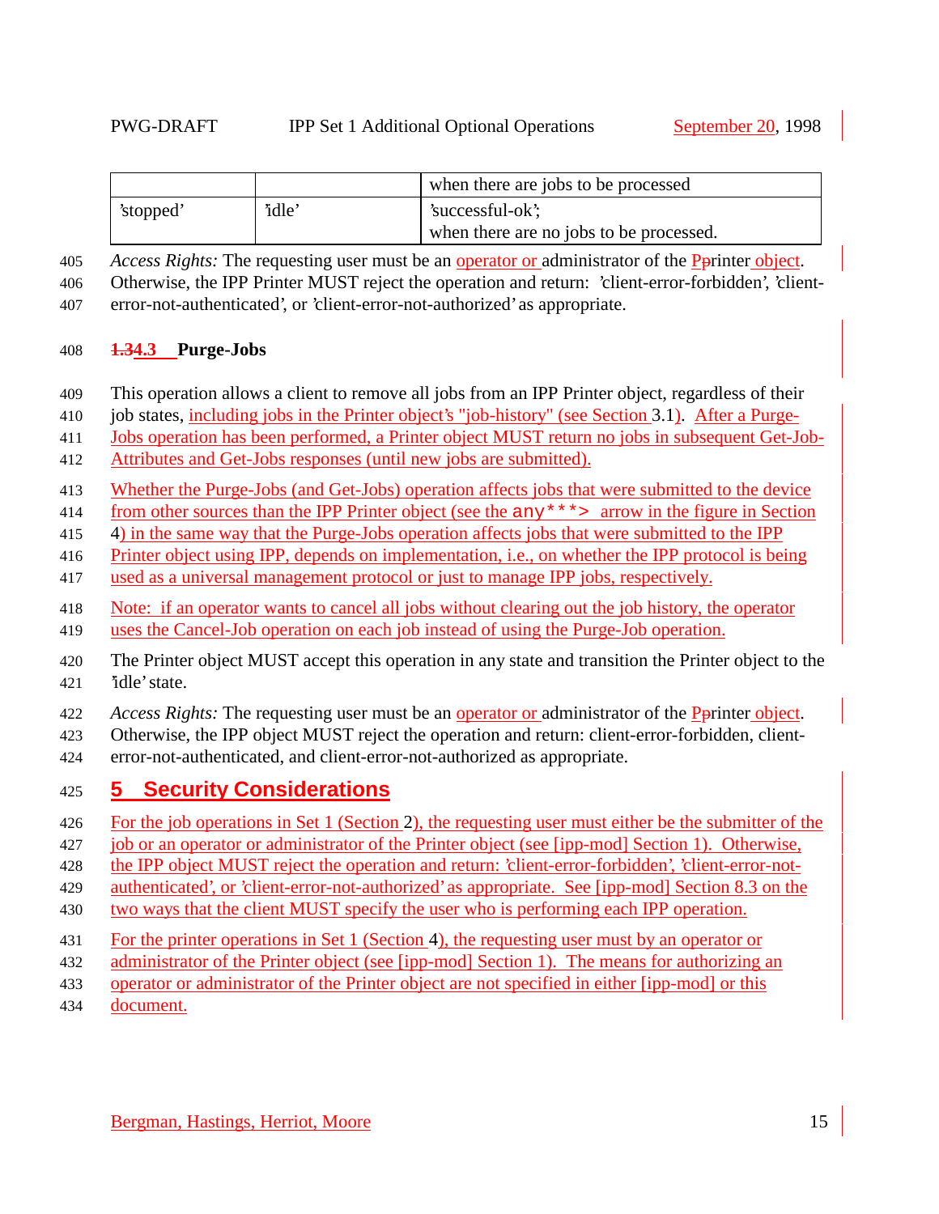| | | when there are jobs to be processed |
|---|---|---|
| 'stopped' | 'idle' | 'successful-ok'; when there are no jobs to be processed. |

*Access Rights:* The requesting user must be an operator or administrator of the Pprinter object. Otherwise, the IPP Printer MUST reject the operation and return: 'client-error-forbidden', 'client-error-not-authenticated', or 'client-error-not-authorized' as appropriate.

### 1.34.3 Purge-Jobs

This operation allows a client to remove all jobs from an IPP Printer object, regardless of their job states, including jobs in the Printer object's "job-history" (see Section 3.1). After a Purge-Jobs operation has been performed, a Printer object MUST return no jobs in subsequent Get-Job-Attributes and Get-Jobs responses (until new jobs are submitted).

Whether the Purge-Jobs (and Get-Jobs) operation affects jobs that were submitted to the device from other sources than the IPP Printer object (see the any***> arrow in the figure in Section 4) in the same way that the Purge-Jobs operation affects jobs that were submitted to the IPP Printer object using IPP, depends on implementation, i.e., on whether the IPP protocol is being used as a universal management protocol or just to manage IPP jobs, respectively.

Note: if an operator wants to cancel all jobs without clearing out the job history, the operator uses the Cancel-Job operation on each job instead of using the Purge-Job operation.

The Printer object MUST accept this operation in any state and transition the Printer object to the 'idle' state.

*Access Rights:* The requesting user must be an operator or administrator of the Pprinter object. Otherwise, the IPP object MUST reject the operation and return: client-error-forbidden, client-error-not-authenticated, and client-error-not-authorized as appropriate.

# 5 Security Considerations

For the job operations in Set 1 (Section 2), the requesting user must either be the submitter of the job or an operator or administrator of the Printer object (see [ipp-mod] Section 1). Otherwise, the IPP object MUST reject the operation and return: 'client-error-forbidden', 'client-error-not-authenticated', or 'client-error-not-authorized' as appropriate. See [ipp-mod] Section 8.3 on the two ways that the client MUST specify the user who is performing each IPP operation.

For the printer operations in Set 1 (Section 4), the requesting user must by an operator or administrator of the Printer object (see [ipp-mod] Section 1). The means for authorizing an operator or administrator of the Printer object are not specified in either [ipp-mod] or this document.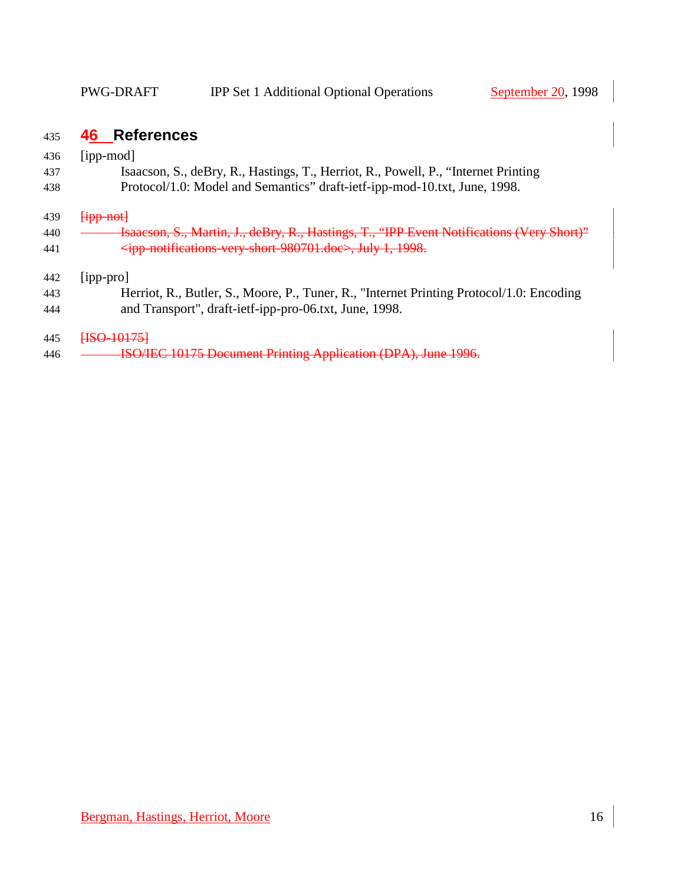# 46 References

[ipp-mod]

Isaacson, S., deBry, R., Hastings, T., Herriot, R., Powell, P., “Internet Printing Protocol/1.0: Model and Semantics” draft-ietf-ipp-mod-10.txt, June, 1998.

~~[ipp-not]~~

~~Isaacson, S., Martin, J., deBry, R., Hastings, T., “IPP Event Notifications (Very Short)” <ipp-notifications-very-short-980701.doc>, July 1, 1998.~~

[ipp-pro]

Herriot, R., Butler, S., Moore, P., Tuner, R., "Internet Printing Protocol/1.0: Encoding and Transport", draft-ietf-ipp-pro-06.txt, June, 1998.

~~[ISO-10175]~~

~~ISO/IEC 10175 Document Printing Application (DPA), June 1996.~~